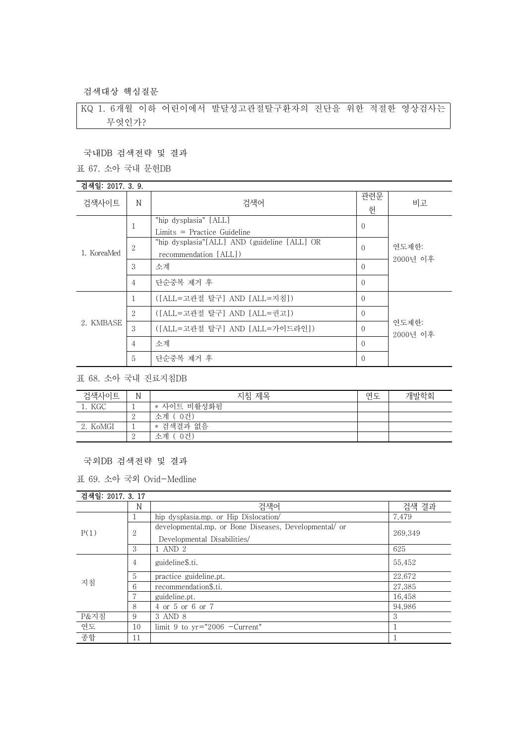검색대상 핵심질문

KQ 1. 6개월 이하 어린이에서 발달성고관절탈구환자의 진단을 위한 적절한 영상검사는 무엇인가?

국내DB 검색전략 및 결과

표 67. 소아 국내 문헌DB

검색일: 2017. 3. 9.

| 검색사이트 | N | 검색어 | 관련문헌 | 비고 |
|---|---|---|---|---|
| 1. KoreaMed | 1 | "hip dysplasia" [ALL] Limits = Practice Guideline | 0 | 연도제한: 2000년 이후 |
| | 2 | "hip dysplasia"[ALL] AND (guideline [ALL] OR recommendation [ALL]) | 0 | |
| | 3 | 소계 | 0 | |
| | 4 | 단순중복 제거 후 | 0 | |
| 2. KMBASE | 1 | ([ALL=고관절 탈구] AND [ALL=지침]) | 0 | 연도제한: 2000년 이후 |
| | 2 | ([ALL=고관절 탈구] AND [ALL=권고]) | 0 | |
| | 3 | ([ALL=고관절 탈구] AND [ALL=가이드라인]) | 0 | |
| | 4 | 소계 | 0 | |
| | 5 | 단순중복 제거 후 | 0 | |

표 68. 소아 국내 진료지침DB

| 검색사이트 | N | 지침 제목 | 연도 | 개발학회 |
|---|---|---|---|---|
| 1. KGC | 1 | * 사이트 비활성화됨 | | |
| | 2 | 소계 ( 0건) | | |
| 2. KoMGI | 1 | * 검색결과 없음 | | |
| | 2 | 소계 ( 0건) | | |

국외DB 검색전략 및 결과

표 69. 소아 국외 Ovid-Medline

검색일: 2017. 3. 17

| | N | 검색어 | 검색 결과 |
|---|---|---|---|
| P(1) | 1 | hip dysplasia.mp. or Hip Dislocation/ | 7,479 |
| | 2 | developmental.mp. or Bone Diseases, Developmental/ or Developmental Disabilities/ | 269,349 |
| | 3 | 1 AND 2 | 625 |
| 지침 | 4 | guideline$.ti. | 55,452 |
| | 5 | practice guideline.pt. | 22,672 |
| | 6 | recommendation$.ti. | 27,385 |
| | 7 | guideline.pt. | 16,458 |
| | 8 | 4 or 5 or 6 or 7 | 94,986 |
| P&지침 | 9 | 3 AND 8 | 3 |
| 연도 | 10 | limit 9 to yr="2006 -Current" | 1 |
| 종합 | 11 | | 1 |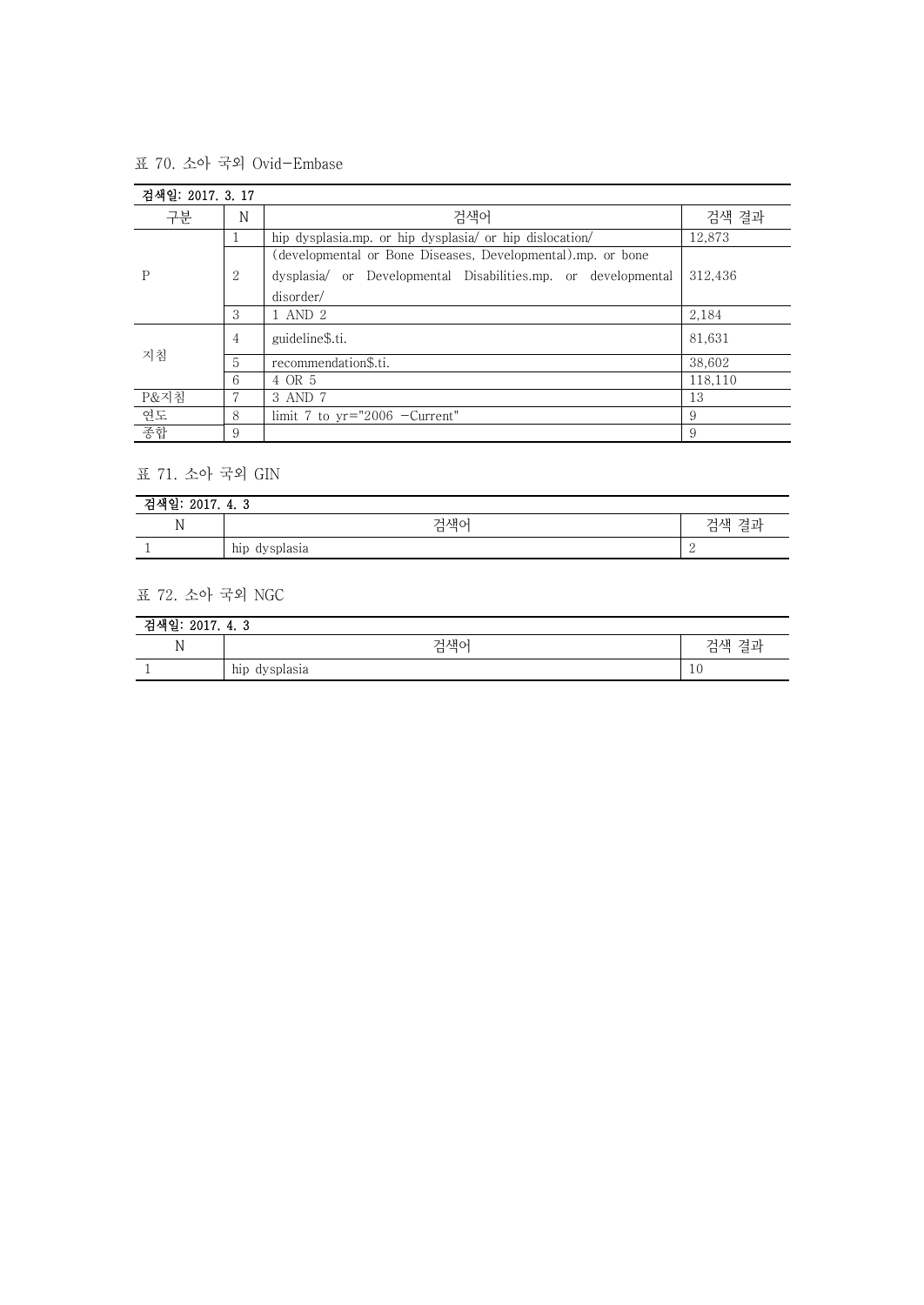표 70. 소아 국외 Ovid-Embase

| 검색일: 2017. 3. 17 | | | |
|---|---|---|---|
| 구분 | N | 검색어 | 검색 결과 |
| P | 1 | hip dysplasia.mp. or hip dysplasia/ or hip dislocation/ | 12,873 |
| | 2 | (developmental or Bone Diseases, Developmental).mp. or bone dysplasia/ or Developmental Disabilities.mp. or developmental disorder/ | 312,436 |
| | 3 | 1 AND 2 | 2,184 |
| 지침 | 4 | guideline$.ti. | 81,631 |
| | 5 | recommendation$.ti. | 38,602 |
| | 6 | 4 OR 5 | 118,110 |
| P&지침 | 7 | 3 AND 7 | 13 |
| 연도 | 8 | limit 7 to yr="2006 -Current" | 9 |
| 종합 | 9 | | 9 |

표 71. 소아 국외 GIN

| 검색일: 2017. 4. 3 | | |
|---|---|---|
| N | 검색어 | 검색 결과 |
| 1 | hip dysplasia | 2 |

표 72. 소아 국외 NGC

| 검색일: 2017. 4. 3 | | |
|---|---|---|
| N | 검색어 | 검색 결과 |
| 1 | hip dysplasia | 10 |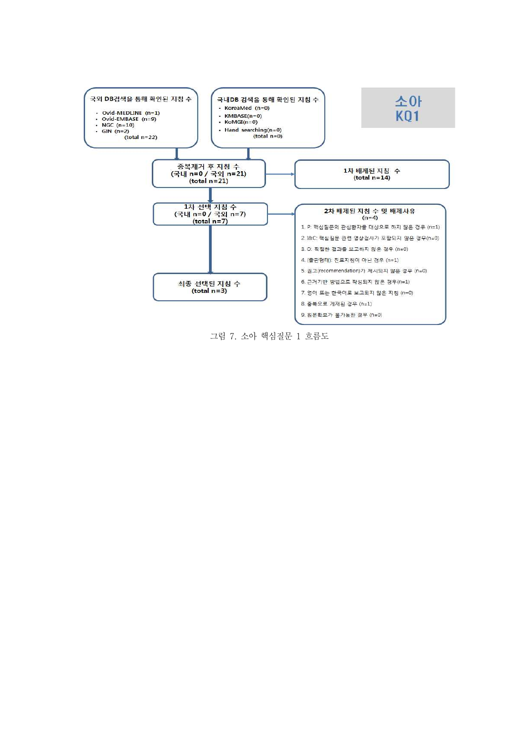소아
KQ1

국외 DB검색을 통해 확인된 지침 수

- Ovid-MEDLINE (n=1)
- Ovid-EMBASE (n=9)
- NGC (n=10)
- GIN (n=2)

(total n=22)

국내DB 검색을 통해 확인된 지침 수

- KoreaMed (n=0)
- KMBASE(n=0)
- KoMGI(n=0)
- Hand searching(n=0)

(total n=0)

중복제거 후 지침 수
(국내 n=0 / 국외 n=21)
(total n=21)

1차 배제된 지침 수
(total n=14)

1차 선택 지침 수
(국내 n=0 / 국외 n=7)
(total n=7)

2차 배제된 지침 수 및 배제사유
(n=4)

1. P: 핵심질문의 관심환자를 대상으로 하지 않은 경우 (n=1)
2. I&C: 핵심질문 관련 영상검사가 포함되지 않은 경우(n=0)
3. O: 적절한 결과를 보고하지 않은 경우 (n=0)
4. (출판형태): 진료지침이 아닌 경우 (n=1)
5. 권고(recommendation)가 제시되지 않은 경우 (n=0)
6. 근거기반 방법으로 작성되지 않은 경우(n=1)
7. 영어 또는 한국어로 보고되지 않은 지침 (n=0)
8. 중복으로 게재된 경우 (n=1)
9. 원문확보가 불가능한 경우 (n=0)

최종 선택된 지침 수
(total n=3)

그림 7. 소아 핵심질문 1 흐름도